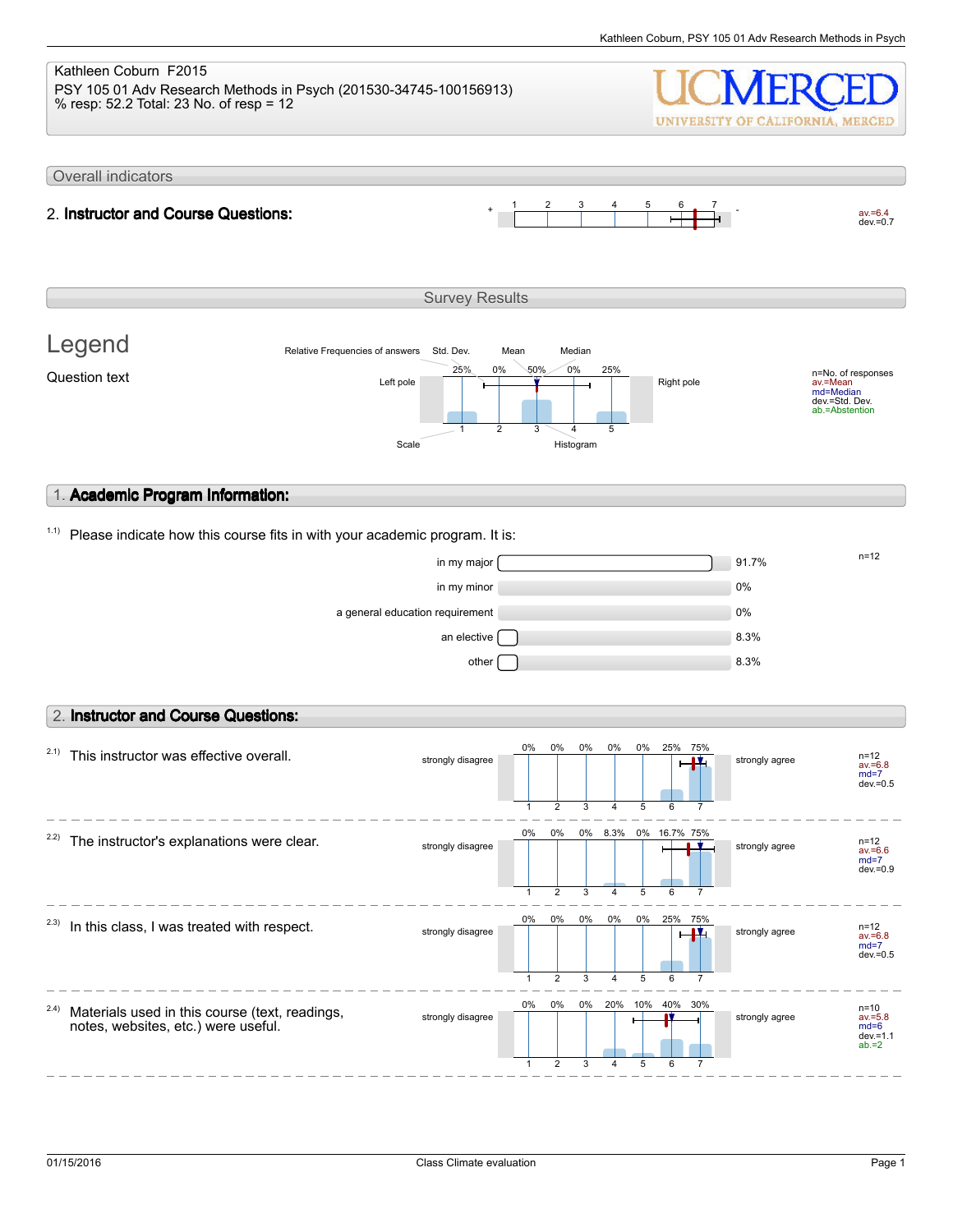Kathleen Coburn F2015
PSY 105 01 Adv Research Methods in Psych (201530-34745-100156913)
% resp: 52.2 Total: 23 No. of resp = 12

UCMERCED
UNIVERSITY OF CALIFORNIA, MERCED

## Overall indicators

**2. Instructor and Course Questions:**

| + | 1 | 2 | 3 | 4 | 5 | 6 | 7 | - | av.=6.4 dev.=0.7 |
|---|---|---|---|---|---|---|---|---|---|

## Survey Results

### Legend

Question text

Relative Frequencies of answers — Std. Dev. — Mean — Median

Left pole | 25% | 0% | 50% | 0% | 25% | Right pole

Scale: 1 2 3 4 5 — Histogram

n=No. of responses
av.=Mean
md=Median
dev.=Std. Dev.
ab.=Abstention

## 1. Academic Program Information:

1.1) Please indicate how this course fits in with your academic program. It is:

| Option | Percentage |
|---|---|
| in my major | 91.7% |
| in my minor | 0% |
| a general education requirement | 0% |
| an elective | 8.3% |
| other | 8.3% |

n=12

## 2. Instructor and Course Questions:

Scale: 1 = strongly disagree, 7 = strongly agree

| Question | 1 | 2 | 3 | 4 | 5 | 6 | 7 | Statistics |
|---|---|---|---|---|---|---|---|---|
| 2.1) This instructor was effective overall. | 0% | 0% | 0% | 0% | 0% | 25% | 75% | n=12, av.=6.8, md=7, dev.=0.5 |
| 2.2) The instructor's explanations were clear. | 0% | 0% | 0% | 8.3% | 0% | 16.7% | 75% | n=12, av.=6.6, md=7, dev.=0.9 |
| 2.3) In this class, I was treated with respect. | 0% | 0% | 0% | 0% | 0% | 25% | 75% | n=12, av.=6.8, md=7, dev.=0.5 |
| 2.4) Materials used in this course (text, readings, notes, websites, etc.) were useful. | 0% | 0% | 0% | 20% | 10% | 40% | 30% | n=10, av.=5.8, md=6, dev.=1.1, ab.=2 |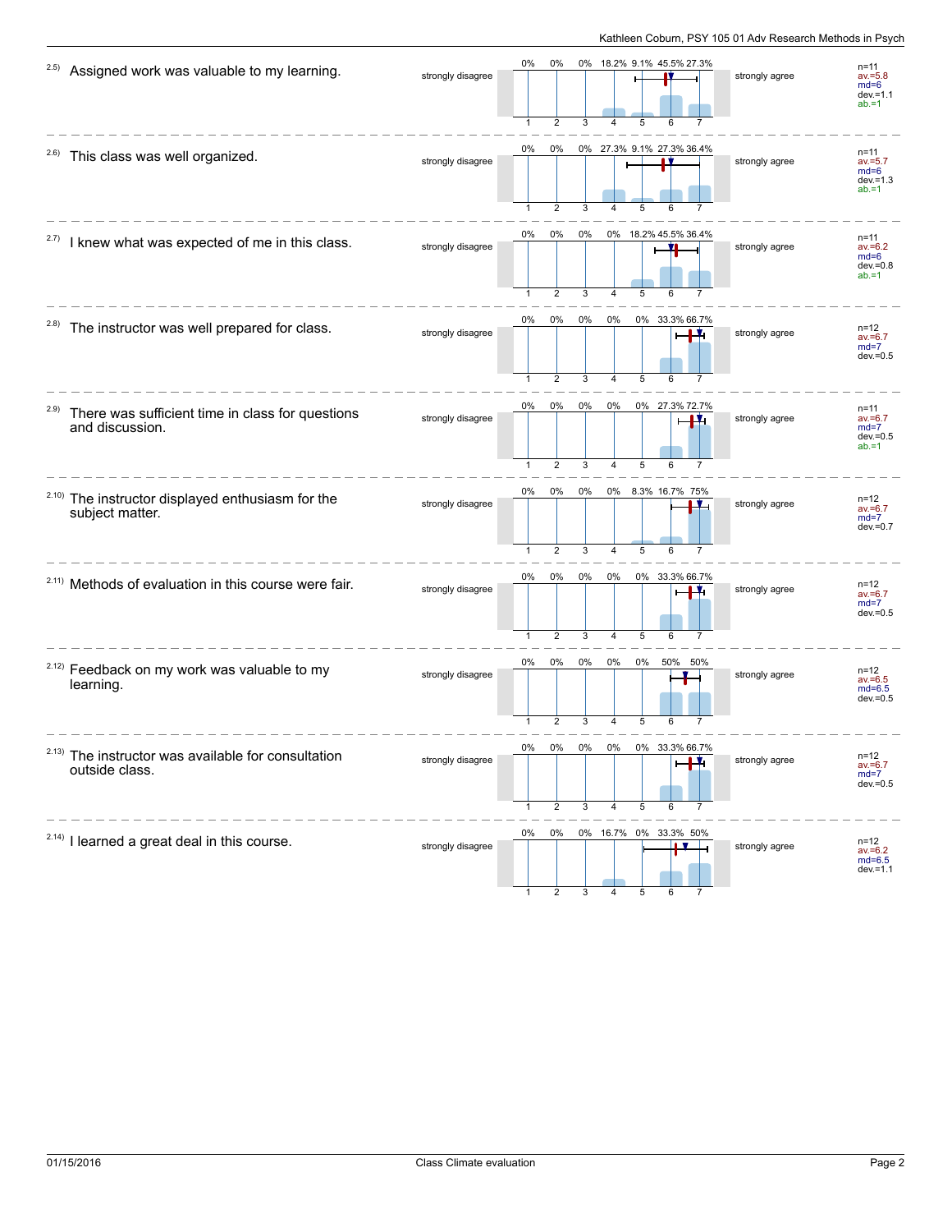| Item | Question | Left pole | 1 | 2 | 3 | 4 | 5 | 6 | 7 | Right pole | Statistics |
|---|---|---|---|---|---|---|---|---|---|---|---|
| 2.5) | Assigned work was valuable to my learning. | strongly disagree | 0% | 0% | 0% | 18.2% | 9.1% | 45.5% | 27.3% | strongly agree | n=11, av.=5.8, md=6, dev.=1.1, ab.=1 |
| 2.6) | This class was well organized. | strongly disagree | 0% | 0% | 0% | 27.3% | 9.1% | 27.3% | 36.4% | strongly agree | n=11, av.=5.7, md=6, dev.=1.3, ab.=1 |
| 2.7) | I knew what was expected of me in this class. | strongly disagree | 0% | 0% | 0% | 0% | 18.2% | 45.5% | 36.4% | strongly agree | n=11, av.=6.2, md=6, dev.=0.8, ab.=1 |
| 2.8) | The instructor was well prepared for class. | strongly disagree | 0% | 0% | 0% | 0% | 0% | 33.3% | 66.7% | strongly agree | n=12, av.=6.7, md=7, dev.=0.5 |
| 2.9) | There was sufficient time in class for questions and discussion. | strongly disagree | 0% | 0% | 0% | 0% | 0% | 27.3% | 72.7% | strongly agree | n=11, av.=6.7, md=7, dev.=0.5, ab.=1 |
| 2.10) | The instructor displayed enthusiasm for the subject matter. | strongly disagree | 0% | 0% | 0% | 0% | 8.3% | 16.7% | 75% | strongly agree | n=12, av.=6.7, md=7, dev.=0.7 |
| 2.11) | Methods of evaluation in this course were fair. | strongly disagree | 0% | 0% | 0% | 0% | 0% | 33.3% | 66.7% | strongly agree | n=12, av.=6.7, md=7, dev.=0.5 |
| 2.12) | Feedback on my work was valuable to my learning. | strongly disagree | 0% | 0% | 0% | 0% | 0% | 50% | 50% | strongly agree | n=12, av.=6.5, md=6.5, dev.=0.5 |
| 2.13) | The instructor was available for consultation outside class. | strongly disagree | 0% | 0% | 0% | 0% | 0% | 33.3% | 66.7% | strongly agree | n=12, av.=6.7, md=7, dev.=0.5 |
| 2.14) | I learned a great deal in this course. | strongly disagree | 0% | 0% | 0% | 16.7% | 0% | 33.3% | 50% | strongly agree | n=12, av.=6.2, md=6.5, dev.=1.1 |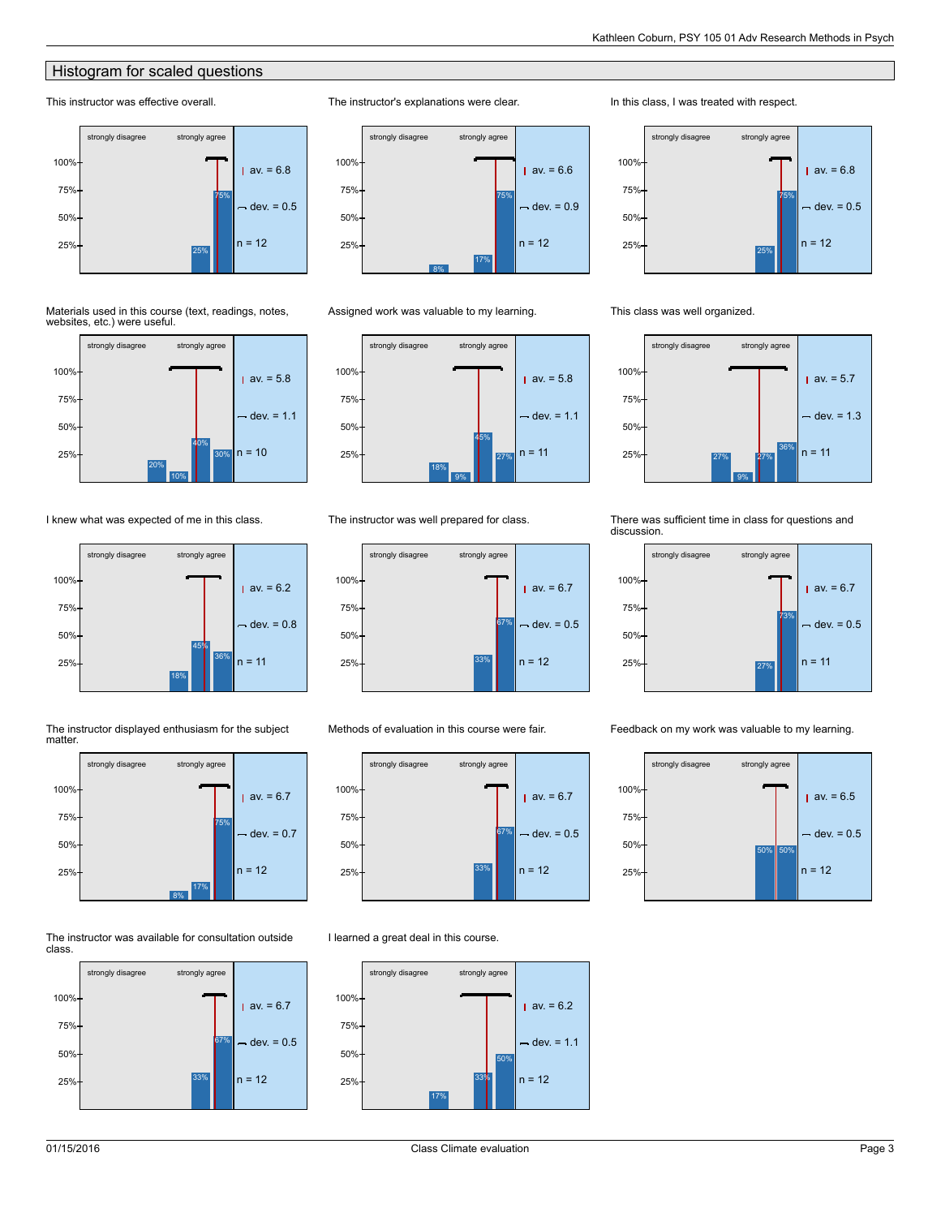## Histogram for scaled questions

**This instructor was effective overall.**

strongly disagree — strongly agree

25%, 75%

av. = 6.8, dev. = 0.5, n = 12

**The instructor's explanations were clear.**

strongly disagree — strongly agree

8%, 17%, 75%

av. = 6.6, dev. = 0.9, n = 12

**In this class, I was treated with respect.**

strongly disagree — strongly agree

25%, 75%

av. = 6.8, dev. = 0.5, n = 12

**Materials used in this course (text, readings, notes, websites, etc.) were useful.**

strongly disagree — strongly agree

20%, 10%, 40%, 30%

av. = 5.8, dev. = 1.1, n = 10

**Assigned work was valuable to my learning.**

strongly disagree — strongly agree

18%, 9%, 45%, 27%

av. = 5.8, dev. = 1.1, n = 11

**This class was well organized.**

strongly disagree — strongly agree

27%, 9%, 27%, 36%

av. = 5.7, dev. = 1.3, n = 11

**I knew what was expected of me in this class.**

strongly disagree — strongly agree

18%, 45%, 36%

av. = 6.2, dev. = 0.8, n = 11

**The instructor was well prepared for class.**

strongly disagree — strongly agree

33%, 67%

av. = 6.7, dev. = 0.5, n = 12

**There was sufficient time in class for questions and discussion.**

strongly disagree — strongly agree

27%, 73%

av. = 6.7, dev. = 0.5, n = 11

**The instructor displayed enthusiasm for the subject matter.**

strongly disagree — strongly agree

8%, 17%, 75%

av. = 6.7, dev. = 0.7, n = 12

**Methods of evaluation in this course were fair.**

strongly disagree — strongly agree

33%, 67%

av. = 6.7, dev. = 0.5, n = 12

**Feedback on my work was valuable to my learning.**

strongly disagree — strongly agree

50%, 50%

av. = 6.5, dev. = 0.5, n = 12

**The instructor was available for consultation outside class.**

strongly disagree — strongly agree

33%, 67%

av. = 6.7, dev. = 0.5, n = 12

**I learned a great deal in this course.**

strongly disagree — strongly agree

17%, 33%, 50%

av. = 6.2, dev. = 1.1, n = 12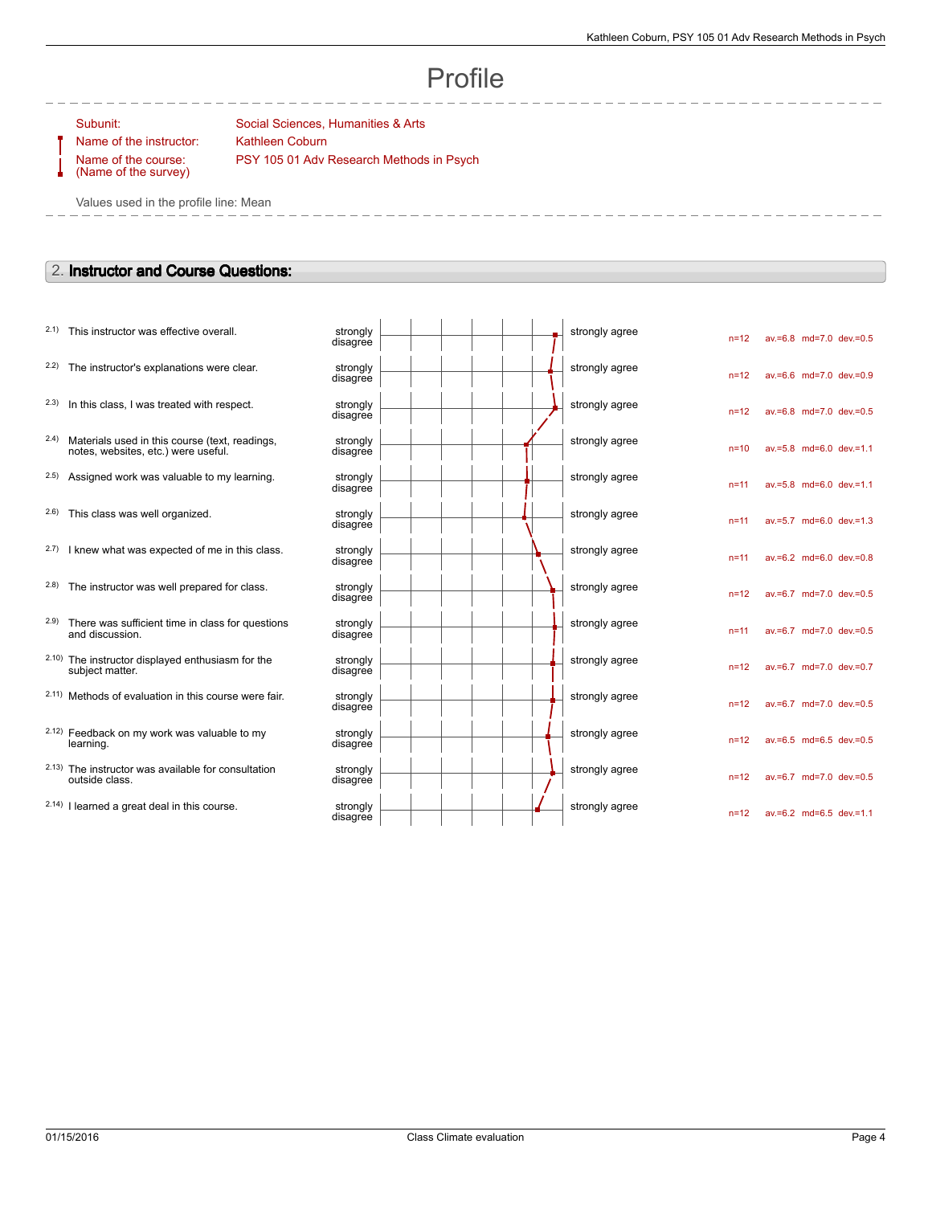# Profile

Subunit: Social Sciences, Humanities & Arts

Name of the instructor: Kathleen Coburn

Name of the course: (Name of the survey) PSY 105 01 Adv Research Methods in Psych

Values used in the profile line: Mean

## 2. Instructor and Course Questions:

| | Question | Left pole | Right pole | n | av. | md | dev. |
|---|---|---|---|---|---|---|---|
| 2.1) | This instructor was effective overall. | strongly disagree | strongly agree | n=12 | av.=6.8 | md=7.0 | dev.=0.5 |
| 2.2) | The instructor's explanations were clear. | strongly disagree | strongly agree | n=12 | av.=6.6 | md=7.0 | dev.=0.9 |
| 2.3) | In this class, I was treated with respect. | strongly disagree | strongly agree | n=12 | av.=6.8 | md=7.0 | dev.=0.5 |
| 2.4) | Materials used in this course (text, readings, notes, websites, etc.) were useful. | strongly disagree | strongly agree | n=10 | av.=5.8 | md=6.0 | dev.=1.1 |
| 2.5) | Assigned work was valuable to my learning. | strongly disagree | strongly agree | n=11 | av.=5.8 | md=6.0 | dev.=1.1 |
| 2.6) | This class was well organized. | strongly disagree | strongly agree | n=11 | av.=5.7 | md=6.0 | dev.=1.3 |
| 2.7) | I knew what was expected of me in this class. | strongly disagree | strongly agree | n=11 | av.=6.2 | md=6.0 | dev.=0.8 |
| 2.8) | The instructor was well prepared for class. | strongly disagree | strongly agree | n=12 | av.=6.7 | md=7.0 | dev.=0.5 |
| 2.9) | There was sufficient time in class for questions and discussion. | strongly disagree | strongly agree | n=11 | av.=6.7 | md=7.0 | dev.=0.5 |
| 2.10) | The instructor displayed enthusiasm for the subject matter. | strongly disagree | strongly agree | n=12 | av.=6.7 | md=7.0 | dev.=0.7 |
| 2.11) | Methods of evaluation in this course were fair. | strongly disagree | strongly agree | n=12 | av.=6.7 | md=7.0 | dev.=0.5 |
| 2.12) | Feedback on my work was valuable to my learning. | strongly disagree | strongly agree | n=12 | av.=6.5 | md=6.5 | dev.=0.5 |
| 2.13) | The instructor was available for consultation outside class. | strongly disagree | strongly agree | n=12 | av.=6.7 | md=7.0 | dev.=0.5 |
| 2.14) | I learned a great deal in this course. | strongly disagree | strongly agree | n=12 | av.=6.2 | md=6.5 | dev.=1.1 |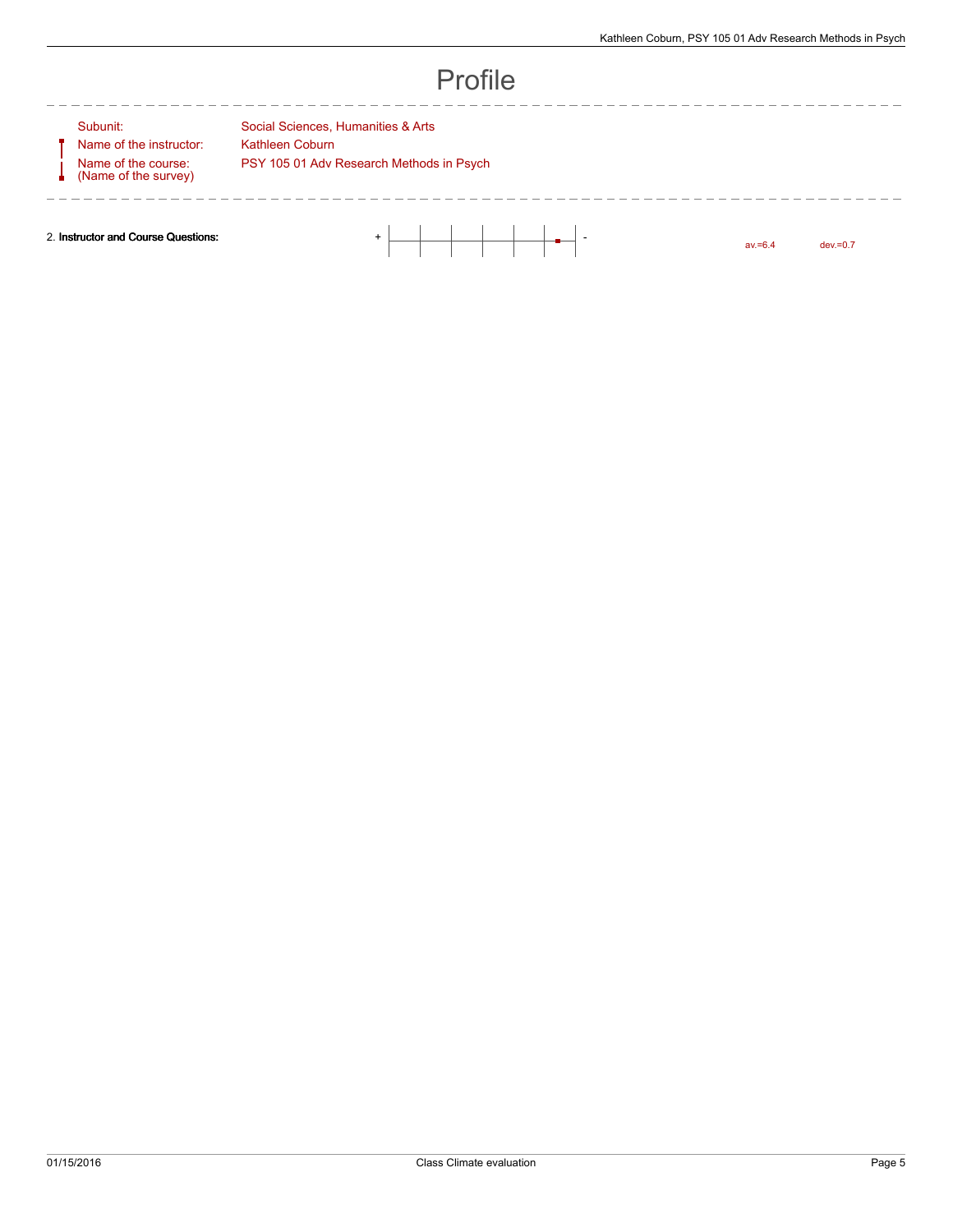# Profile

| | |
|---|---|
| Subunit: | Social Sciences, Humanities & Arts |
| Name of the instructor: | Kathleen Coburn |
| Name of the course: (Name of the survey) | PSY 105 01 Adv Research Methods in Psych |

2. **Instructor and Course Questions:** + - av.=6.4 dev.=0.7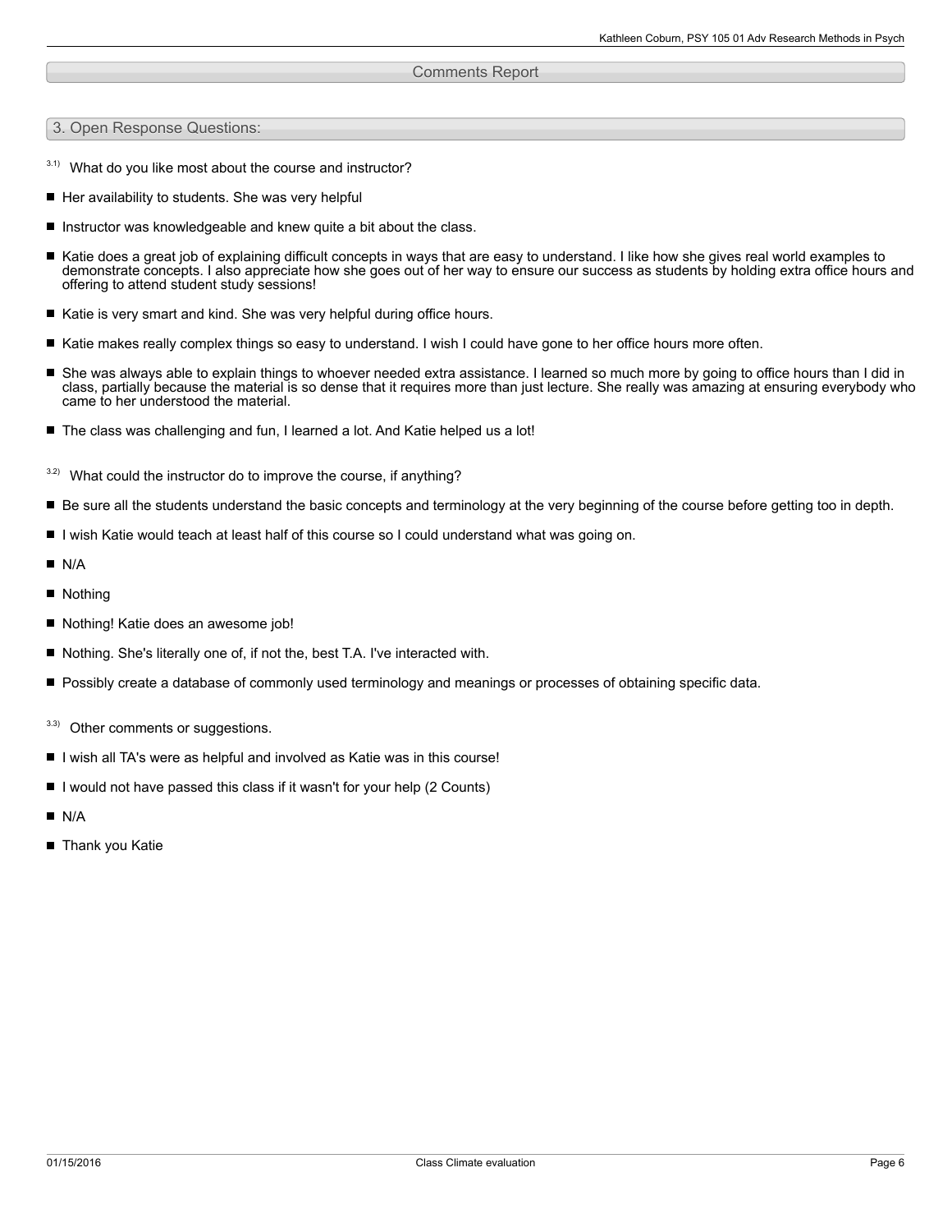## Comments Report

### 3. Open Response Questions:

3.1) What do you like most about the course and instructor?

- Her availability to students. She was very helpful
- Instructor was knowledgeable and knew quite a bit about the class.
- Katie does a great job of explaining difficult concepts in ways that are easy to understand. I like how she gives real world examples to demonstrate concepts. I also appreciate how she goes out of her way to ensure our success as students by holding extra office hours and offering to attend student study sessions!
- Katie is very smart and kind. She was very helpful during office hours.
- Katie makes really complex things so easy to understand. I wish I could have gone to her office hours more often.
- She was always able to explain things to whoever needed extra assistance. I learned so much more by going to office hours than I did in class, partially because the material is so dense that it requires more than just lecture. She really was amazing at ensuring everybody who came to her understood the material.
- The class was challenging and fun, I learned a lot. And Katie helped us a lot!

3.2) What could the instructor do to improve the course, if anything?

- Be sure all the students understand the basic concepts and terminology at the very beginning of the course before getting too in depth.
- I wish Katie would teach at least half of this course so I could understand what was going on.
- N/A
- Nothing
- Nothing! Katie does an awesome job!
- Nothing. She's literally one of, if not the, best T.A. I've interacted with.
- Possibly create a database of commonly used terminology and meanings or processes of obtaining specific data.

3.3) Other comments or suggestions.

- I wish all TA's were as helpful and involved as Katie was in this course!
- I would not have passed this class if it wasn't for your help (2 Counts)
- N/A
- Thank you Katie